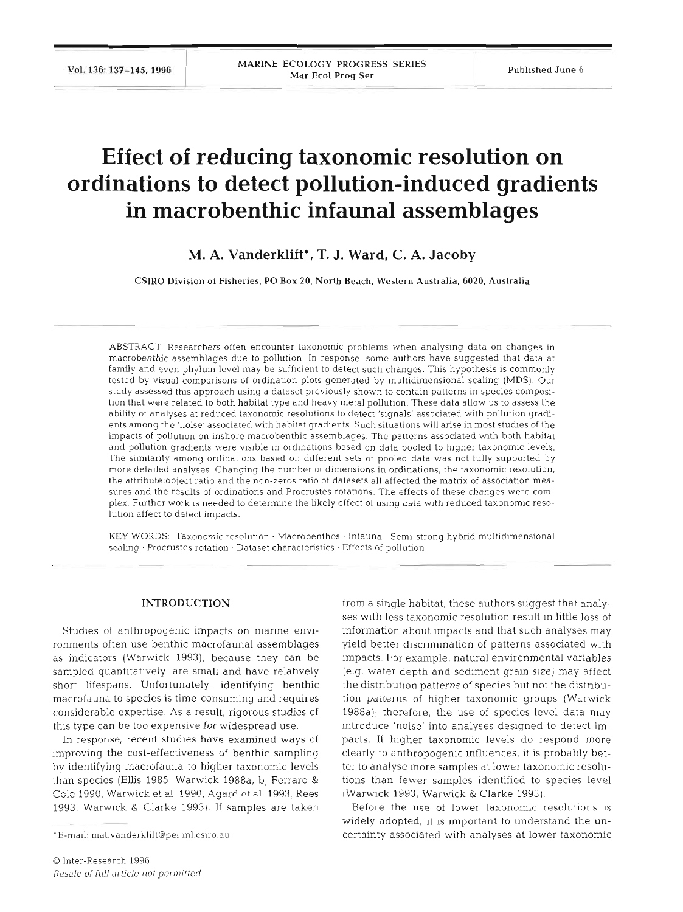# Effect of reducing taxonomic resolution on ordinations to detect pollution-induced gradients in macrobenthic infaunal assemblages

**M. A. Vanderklift\*, T. J. Ward, C. A. Jacoby**

CSIRO Division of Fisheries, PO Box 20, North Beach, Western Australia, 6020, Australia

ABSTRACT: Researchers often encounter taxonomic problems when analysing data on changes in macrobenthic assemblages due to pollution. In response, some authors have suggested that data at family and even phylum level may be sufficient to detect such changes. This hypothesis is commonly tested by visual comparisons of ordination plots generated by multidimensional scaling (MDS). Our study assessed this approach using a dataset previously shown to contain patterns in species composition that were related to both habitat type and heavy metal pollution. These data allow us to assess the ability of analyses at reduced taxonomic resolutions to detect 'signals' associated with pollution gradients among the 'noise' associated with habitat gradients. Such situations will arise in most studies of the impacts of pollution on inshore macrobenthic assemblages. The patterns associated with both habitat and pollution gradients were visible in ordinations based on data pooled to higher taxonomic levels. The similarity among ordinations based on different sets of pooled data was not fully supported by more detailed analyses. Changing the number of dimensions in ordinations, the taxonomic resolution, the attribute:object ratio and the non-zeros ratio of datasets all affected the matrix of association measures and the results of ordinations and Procrustes rotations. The effects of these changes were complex. Further work is needed to determine the likely effect of using data with reduced taxonomic resolution affect to detect impacts.

KEY WORDS: Taxonomic resolution · Macrobenthos · Infauna · Semi-strong hybrid multidimensional scaling · Procrustes rotation · Dataset characteristics · Effects of pollution

## INTRODUCTION

Studies of anthropogenic impacts on marine environments often use benthic macrofaunal assemblages as indicators (Warwick 1993), because they can be sampled quantitatively, are small and have relatively short lifespans. Unfortunately, identifying benthic macrofauna to species is time-consuming and requires considerable expertise. As a result, rigorous studies of this type can be too expensive for widespread use.

In response, recent studies have examined ways of improving the cost-effectiveness of benthic sampling by identifying macrofauna to higher taxonomic levels than species (Ellis 1985, Warwick 1988a, b, Ferraro & Cole 1990, Warwick et al. 1990, Agard et al. 1993, Rees 1993, Warwick & Clarke 1993). If samples are taken from a single habitat, these authors suggest that analyses with less taxonomic resolution result in little loss of information about impacts and that such analyses may yield better discrimination of patterns associated with impacts. For example, natural environmental variables (e.g. water depth and sediment grain size) may affect the distribution patterns of species but not the distribution patterns of higher taxonomic groups (Warwick 1988a); therefore, the use of species-level data may introduce 'noise' into analyses designed to detect impacts. If higher taxonomic levels do respond more clearly to anthropogenic influences, it is probably better to analyse more samples at lower taxonomic resolutions than fewer samples identified to species level (Warwick 1993, Warwick & Clarke 1993).

Before the use of lower taxonomic resolutions is widely adopted, it is important to understand the uncertainty associated with analyses at lower taxonomic

\*E-mail: mat.vanderklift@per.ml.csiro.au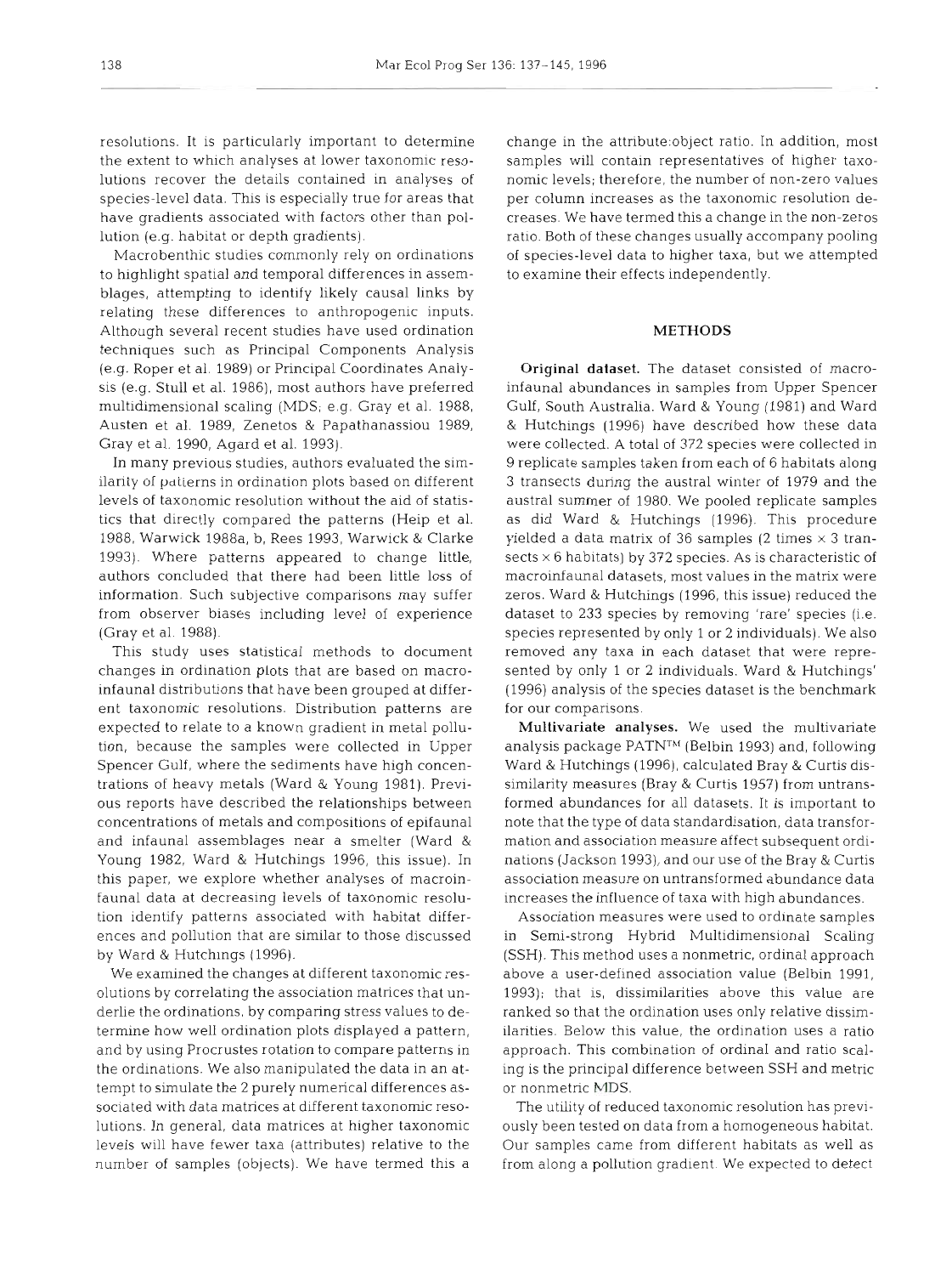resolutions. It is particularly important to determine the extent to which analyses at lower taxonomic resolutions recover the details contained in analyses of species-level data. This is especially true for areas that have gradients associated with factors other than pollution (e.g. habitat or depth gradients).

Macrobenthic studies commonly rely on ordinations to highlight spatial and temporal differences in assemblages, attempting to identify likely causal links by relating these differences to anthropogenic inputs. Although several recent studies have used ordination techniques such as Principal Components Analysis (e.g. Roper et al. 1989) or Principal Coordinates Analysis (e.g. Stull et al. 1986), most authors have preferred multidimensional scaling (MDS; e.g. Gray et al. 1988, Austen et al. 1989, Zenetos & Papathanassiou 1989, Gray et al. 1990, Agard et al. 1993).

In many previous studies, authors evaluated the similarity of patterns in ordination plots based on different levels of taxonomic resolution without the aid of statistics that directly compared the patterns (Heip et al. 1988, Warwick 1988a, b, Rees 1993, Warwick & Clarke 1993). Where patterns appeared to change little, authors concluded that there had been little loss of information. Such subjective comparisons may suffer from observer biases including level of experience (Gray et al. 1988).

This study uses statistical methods to document changes in ordination plots that are based on macroinfaunal distributions that have been grouped at different taxonomic resolutions. Distribution patterns are expected to relate to a known gradient in metal pollution, because the samples were collected in Upper Spencer Gulf, where the sediments have high concentrations of heavy metals (Ward & Young 1981). Previous reports have described the relationships between concentrations of metals and compositions of epifaunal and infaunal assemblages near a smelter (Ward & Young 1982, Ward & Hutchings 1996, this issue). In this paper, we explore whether analyses of macroinfaunal data at decreasing levels of taxonomic resolution identify patterns associated with habitat differences and pollution that are similar to those discussed by Ward & Hutchings (1996).

We examined the changes at different taxonomic resolutions by correlating the association matrices that underlie the ordinations, by comparing stress values to determine how well ordination plots displayed a pattern, and by using Procrustes rotation to compare patterns in the ordinations. We also manipulated the data in an attempt to simulate the 2 purely numerical differences associated with data matrices at different taxonomic resolutions. In general, data matrices at higher taxonomic levels will have fewer taxa (attributes) relative to the number of samples (objects). We have termed this a change in the attribute:object ratio. In addition, most samples will contain representatives of higher taxonomic levels; therefore, the number of non-zero values per column increases as the taxonomic resolution decreases. We have termed this a change in the non-zeros ratio. Both of these changes usually accompany pooling of species-level data to higher taxa, but we attempted to examine their effects independently.

## METHODS

**Original dataset.** The dataset consisted of macroinfaunal abundances in samples from Upper Spencer Gulf, South Australia. Ward & Young (1981) and Ward & Hutchings (1996) have described how these data were collected. A total of 372 species were collected in 9 replicate samples taken from each of 6 habitats along 3 transects during the austral winter of 1979 and the austral summer of 1980. We pooled replicate samples as did Ward & Hutchings (1996). This procedure yielded a data matrix of 36 samples (2 times × 3 transects × 6 habitats) by 372 species. As is characteristic of macroinfaunal datasets, most values in the matrix were zeros. Ward & Hutchings (1996, this issue) reduced the dataset to 233 species by removing 'rare' species (i.e. species represented by only 1 or 2 individuals). We also removed any taxa in each dataset that were represented by only 1 or 2 individuals. Ward & Hutchings' (1996) analysis of the species dataset is the benchmark for our comparisons.

**Multivariate analyses.** We used the multivariate analysis package PATN™ (Belbin 1993) and, following Ward & Hutchings (1996), calculated Bray & Curtis dissimilarity measures (Bray & Curtis 1957) from untransformed abundances for all datasets. It is important to note that the type of data standardisation, data transformation and association measure affect subsequent ordinations (Jackson 1993), and our use of the Bray & Curtis association measure on untransformed abundance data increases the influence of taxa with high abundances.

Association measures were used to ordinate samples in Semi-strong Hybrid Multidimensional Scaling (SSH). This method uses a nonmetric, ordinal approach above a user-defined association value (Belbin 1991, 1993); that is, dissimilarities above this value are ranked so that the ordination uses only relative dissimilarities. Below this value, the ordination uses a ratio approach. This combination of ordinal and ratio scaling is the principal difference between SSH and metric or nonmetric MDS.

The utility of reduced taxonomic resolution has previously been tested on data from a homogeneous habitat. Our samples came from different habitats as well as from along a pollution gradient. We expected to detect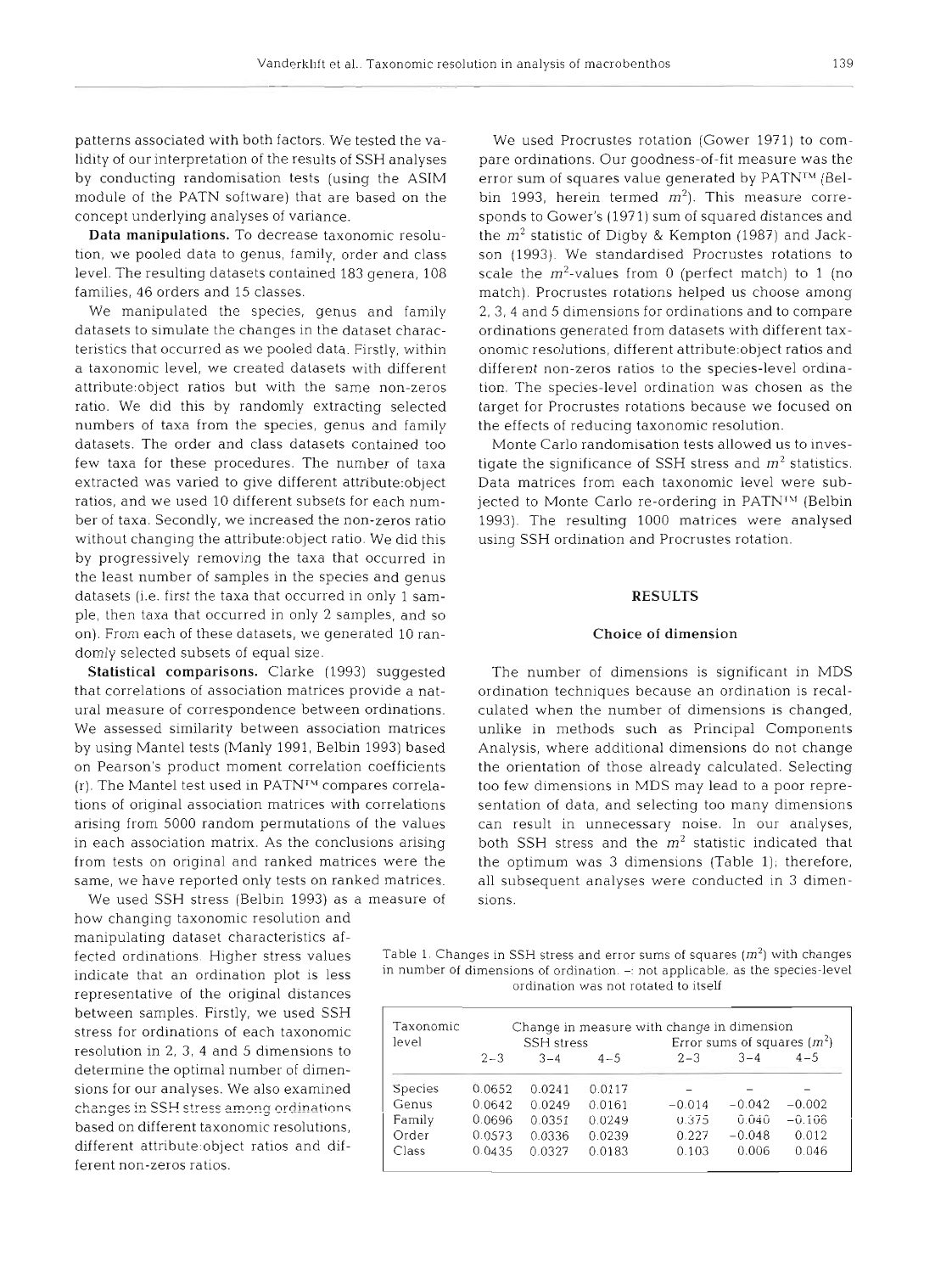patterns associated with both factors. We tested the validity of our interpretation of the results of SSH analyses by conducting randomisation tests (using the ASIM module of the PATN software) that are based on the concept underlying analyses of variance.

**Data manipulations.** To decrease taxonomic resolution, we pooled data to genus, family, order and class level. The resulting datasets contained 183 genera, 108 families, 46 orders and 15 classes.

We manipulated the species, genus and family datasets to simulate the changes in the dataset characteristics that occurred as we pooled data. Firstly, within a taxonomic level, we created datasets with different attribute:object ratios but with the same non-zeros ratio. We did this by randomly extracting selected numbers of taxa from the species, genus and family datasets. The order and class datasets contained too few taxa for these procedures. The number of taxa extracted was varied to give different attribute:object ratios, and we used 10 different subsets for each number of taxa. Secondly, we increased the non-zeros ratio without changing the attribute:object ratio. We did this by progressively removing the taxa that occurred in the least number of samples in the species and genus datasets (i.e. first the taxa that occurred in only 1 sample, then taxa that occurred in only 2 samples, and so on). From each of these datasets, we generated 10 randomly selected subsets of equal size.

**Statistical comparisons.** Clarke (1993) suggested that correlations of association matrices provide a natural measure of correspondence between ordinations. We assessed similarity between association matrices by using Mantel tests (Manly 1991, Belbin 1993) based on Pearson's product moment correlation coefficients (r). The Mantel test used in PATN™ compares correlations of original association matrices with correlations arising from 5000 random permutations of the values in each association matrix. As the conclusions arising from tests on original and ranked matrices were the same, we have reported only tests on ranked matrices.

We used SSH stress (Belbin 1993) as a measure of how changing taxonomic resolution and manipulating dataset characteristics affected ordinations. Higher stress values indicate that an ordination plot is less representative of the original distances between samples. Firstly, we used SSH stress for ordinations of each taxonomic resolution in 2, 3, 4 and 5 dimensions to determine the optimal number of dimensions for our analyses. We also examined changes in SSH stress among ordinations based on different taxonomic resolutions, different attribute:object ratios and different non-zeros ratios.

We used Procrustes rotation (Gower 1971) to compare ordinations. Our goodness-of-fit measure was the error sum of squares value generated by PATN™ (Belbin 1993, herein termed $m^2$). This measure corresponds to Gower's (1971) sum of squared distances and the $m^2$ statistic of Digby & Kempton (1987) and Jackson (1993). We standardised Procrustes rotations to scale the $m^2$-values from 0 (perfect match) to 1 (no match). Procrustes rotations helped us choose among 2, 3, 4 and 5 dimensions for ordinations and to compare ordinations generated from datasets with different taxonomic resolutions, different attribute:object ratios and different non-zeros ratios to the species-level ordination. The species-level ordination was chosen as the target for Procrustes rotations because we focused on the effects of reducing taxonomic resolution.

Monte Carlo randomisation tests allowed us to investigate the significance of SSH stress and $m^2$ statistics. Data matrices from each taxonomic level were subjected to Monte Carlo re-ordering in PATN™ (Belbin 1993). The resulting 1000 matrices were analysed using SSH ordination and Procrustes rotation.

## RESULTS

### Choice of dimension

The number of dimensions is significant in MDS ordination techniques because an ordination is recalculated when the number of dimensions is changed, unlike in methods such as Principal Components Analysis, where additional dimensions do not change the orientation of those already calculated. Selecting too few dimensions in MDS may lead to a poor representation of data, and selecting too many dimensions can result in unnecessary noise. In our analyses, both SSH stress and the $m^2$ statistic indicated that the optimum was 3 dimensions (Table 1); therefore, all subsequent analyses were conducted in 3 dimensions.

Table 1. Changes in SSH stress and error sums of squares ($m^2$) with changes in number of dimensions of ordination. –: not applicable, as the species-level ordination was not rotated to itself

| Taxonomic level | Change in measure with change in dimension | | | | | |
|---|---|---|---|---|---|---|
| | SSH stress | | | Error sums of squares ($m^2$) | | |
| | 2–3 | 3–4 | 4–5 | 2–3 | 3–4 | 4–5 |
| Species | 0.0652 | 0.0241 | 0.0117 | – | – | – |
| Genus | 0.0642 | 0.0249 | 0.0161 | –0.014 | –0.042 | –0.002 |
| Family | 0.0696 | 0.0351 | 0.0249 | 0.375 | 0.040 | –0.108 |
| Order | 0.0573 | 0.0336 | 0.0239 | 0.227 | –0.048 | 0.012 |
| Class | 0.0435 | 0.0327 | 0.0183 | 0.103 | 0.006 | 0.046 |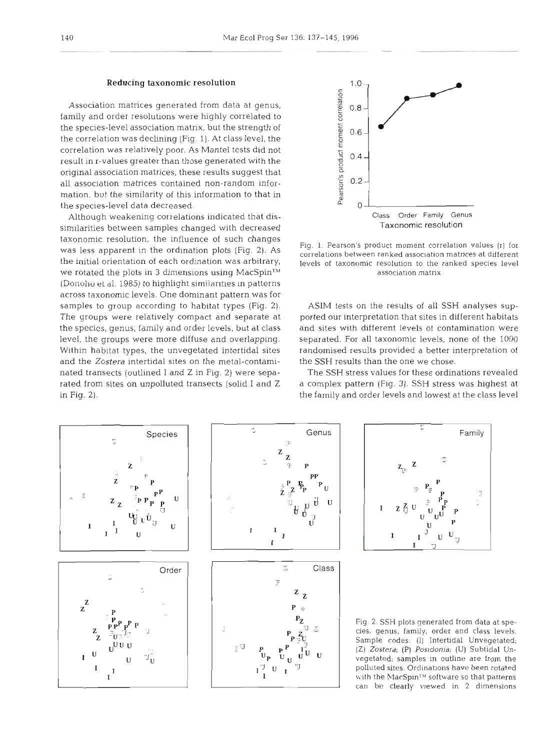### Reducing taxonomic resolution

Association matrices generated from data at genus, family and order resolutions were highly correlated to the species-level association matrix, but the strength of the correlation was declining (Fig. 1). At class level, the correlation was relatively poor. As Mantel tests did not result in r-values greater than those generated with the original association matrices, these results suggest that all association matrices contained non-random information, but the similarity of this information to that in the species-level data decreased.

Although weakening correlations indicated that dissimilarities between samples changed with decreased taxonomic resolution, the influence of such changes was less apparent in the ordination plots (Fig. 2). As the initial orientation of each ordination was arbitrary, we rotated the plots in 3 dimensions using MacSpin™ (Donoho et al. 1985) to highlight similarities in patterns across taxonomic levels. One dominant pattern was for samples to group according to habitat types (Fig. 2). The groups were relatively compact and separate at the species, genus, family and order levels, but at class level, the groups were more diffuse and overlapping. Within habitat types, the unvegetated intertidal sites and the *Zostera* intertidal sites on the metal-contaminated transects (outlined I and Z in Fig. 2) were separated from sites on unpolluted transects (solid I and Z in Fig. 2).

Fig. 1. Pearson's product moment correlation values (r) for correlations between ranked association matrices at different levels of taxonomic resolution to the ranked species level association matrix

ASIM tests on the results of all SSH analyses supported our interpretation that sites in different habitats and sites with different levels of contamination were separated. For all taxonomic levels, none of the 1000 randomised results provided a better interpretation of the SSH results than the one we chose.

The SSH stress values for these ordinations revealed a complex pattern (Fig. 3). SSH stress was highest at the family and order levels and lowest at the class level

Fig. 2. SSH plots generated from data at species, genus, family, order and class levels. Sample codes: (I) Intertidal Unvegetated; (Z) *Zostera*; (P) *Posidonia*; (U) Subtidal Unvegetated; samples in outline are from the polluted sites. Ordinations have been rotated with the MacSpin™ software so that patterns can be clearly viewed in 2 dimensions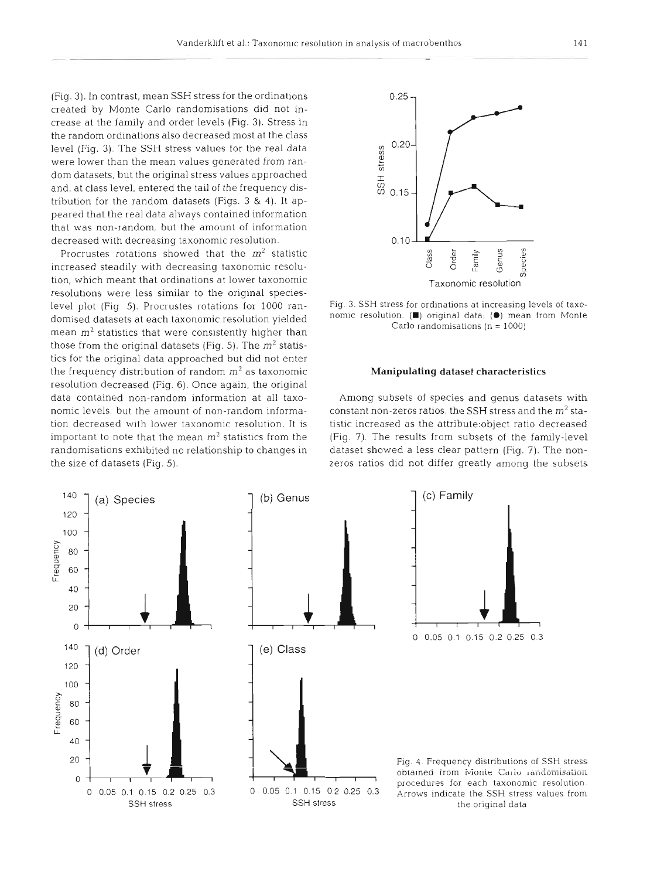(Fig. 3). In contrast, mean SSH stress for the ordinations created by Monte Carlo randomisations did not increase at the family and order levels (Fig. 3). Stress in the random ordinations also decreased most at the class level (Fig. 3). The SSH stress values for the real data were lower than the mean values generated from random datasets, but the original stress values approached and, at class level, entered the tail of the frequency distribution for the random datasets (Figs. 3 & 4). It appeared that the real data always contained information that was non-random, but the amount of information decreased with decreasing taxonomic resolution.

Procrustes rotations showed that the $m^2$ statistic increased steadily with decreasing taxonomic resolution, which meant that ordinations at lower taxonomic resolutions were less similar to the original species-level plot (Fig 5). Procrustes rotations for 1000 randomised datasets at each taxonomic resolution yielded mean $m^2$ statistics that were consistently higher than those from the original datasets (Fig. 5). The $m^2$ statistics for the original data approached but did not enter the frequency distribution of random $m^2$ as taxonomic resolution decreased (Fig. 6). Once again, the original data contained non-random information at all taxonomic levels, but the amount of non-random information decreased with lower taxonomic resolution. It is important to note that the mean $m^2$ statistics from the randomisations exhibited no relationship to changes in the size of datasets (Fig. 5).

Fig. 3. SSH stress for ordinations at increasing levels of taxonomic resolution. (■) original data; (●) mean from Monte Carlo randomisations (n = 1000)

### Manipulating dataset characteristics

Among subsets of species and genus datasets with constant non-zeros ratios, the SSH stress and the $m^2$ statistic increased as the attribute:object ratio decreased (Fig. 7). The results from subsets of the family-level dataset showed a less clear pattern (Fig. 7). The non-zeros ratios did not differ greatly among the subsets

Fig. 4. Frequency distributions of SSH stress obtained from Monte Carlo randomisation procedures for each taxonomic resolution. Arrows indicate the SSH stress values from the original data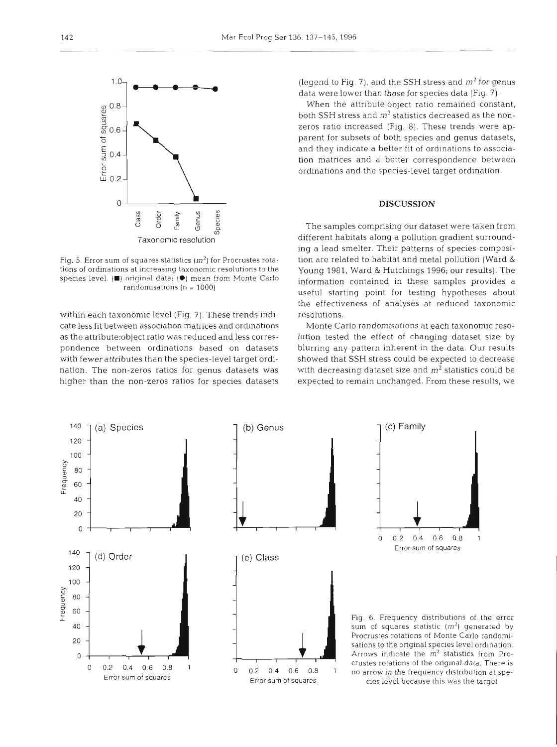Fig. 5. Error sum of squares statistics ($m^2$) for Procrustes rotations of ordinations at increasing taxonomic resolutions to the species level. (■) original data; (●) mean from Monte Carlo randomisations (n = 1000)

within each taxonomic level (Fig. 7). These trends indicate less fit between association matrices and ordinations as the attribute:object ratio was reduced and less correspondence between ordinations based on datasets with fewer attributes than the species-level target ordination. The non-zeros ratios for genus datasets was higher than the non-zeros ratios for species datasets (legend to Fig. 7), and the SSH stress and $m^2$ for genus data were lower than those for species data (Fig. 7).

When the attribute:object ratio remained constant, both SSH stress and $m^2$ statistics decreased as the non-zeros ratio increased (Fig. 8). These trends were apparent for subsets of both species and genus datasets, and they indicate a better fit of ordinations to association matrices and a better correspondence between ordinations and the species-level target ordination.

## DISCUSSION

The samples comprising our dataset were taken from different habitats along a pollution gradient surrounding a lead smelter. Their patterns of species composition are related to habitat and metal pollution (Ward & Young 1981, Ward & Hutchings 1996; our results). The information contained in these samples provides a useful starting point for testing hypotheses about the effectiveness of analyses at reduced taxonomic resolutions.

Monte Carlo randomisations at each taxonomic resolution tested the effect of changing dataset size by blurring any pattern inherent in the data. Our results showed that SSH stress could be expected to decrease with decreasing dataset size and $m^2$ statistics could be expected to remain unchanged. From these results, we

Fig. 6. Frequency distributions of the error sum of squares statistic ($m^2$) generated by Procrustes rotations of Monte Carlo randomisations to the original species level ordination. Arrows indicate the $m^2$ statistics from Procrustes rotations of the original data. There is no arrow in the frequency distribution at species level because this was the target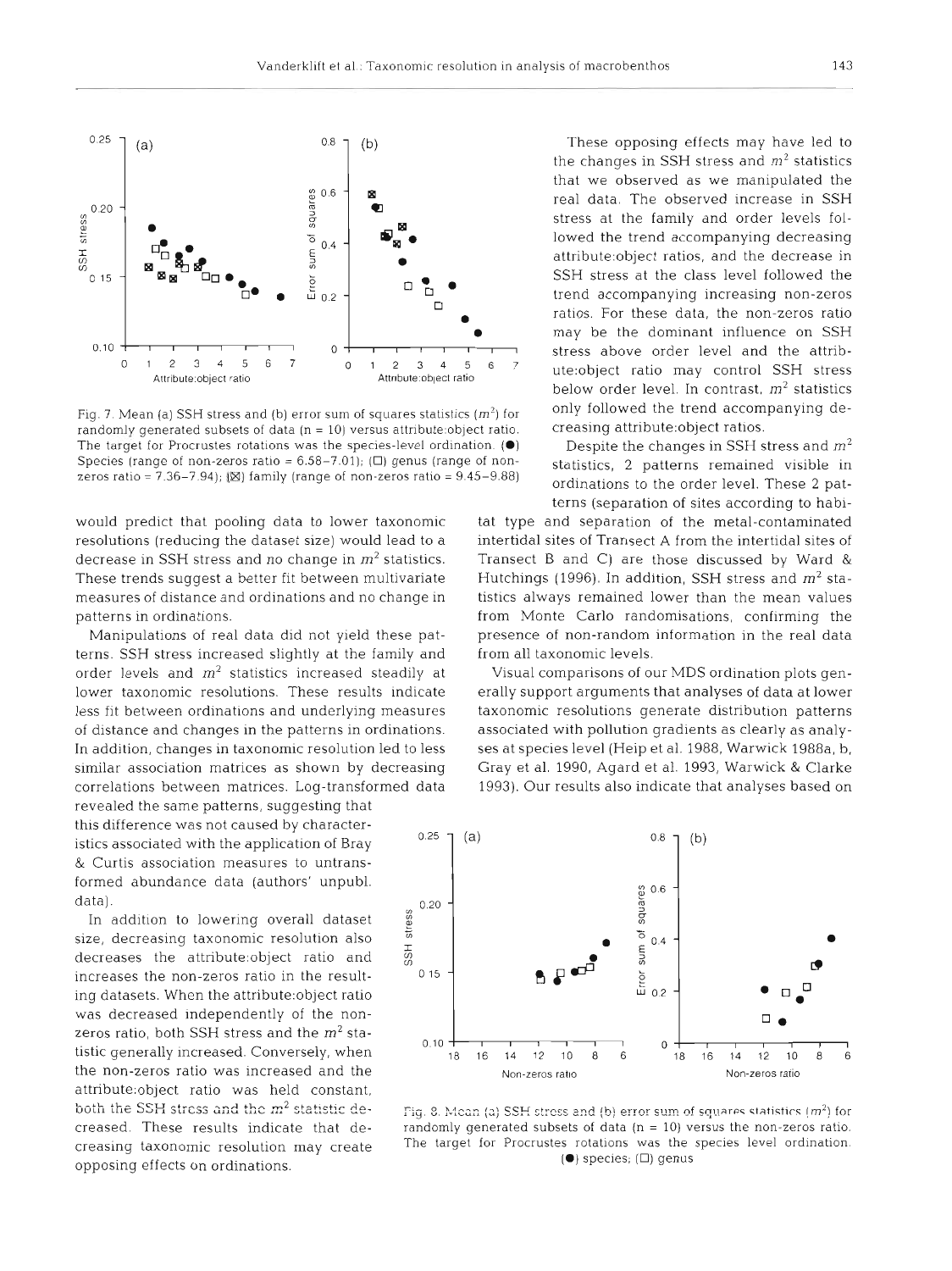Fig. 7. Mean (a) SSH stress and (b) error sum of squares statistics ($m^2$) for randomly generated subsets of data (n = 10) versus attribute:object ratio. The target for Procrustes rotations was the species-level ordination. (●) Species (range of non-zeros ratio = 6.58–7.01); (□) genus (range of non-zeros ratio = 7.36–7.94); (⊠) family (range of non-zeros ratio = 9.45–9.88)

would predict that pooling data to lower taxonomic resolutions (reducing the dataset size) would lead to a decrease in SSH stress and no change in $m^2$ statistics. These trends suggest a better fit between multivariate measures of distance and ordinations and no change in patterns in ordinations.

Manipulations of real data did not yield these patterns. SSH stress increased slightly at the family and order levels and $m^2$ statistics increased steadily at lower taxonomic resolutions. These results indicate less fit between ordinations and underlying measures of distance and changes in the patterns in ordinations. In addition, changes in taxonomic resolution led to less similar association matrices as shown by decreasing correlations between matrices. Log-transformed data revealed the same patterns, suggesting that this difference was not caused by characteristics associated with the application of Bray & Curtis association measures to untransformed abundance data (authors' unpubl. data).

In addition to lowering overall dataset size, decreasing taxonomic resolution also decreases the attribute:object ratio and increases the non-zeros ratio in the resulting datasets. When the attribute:object ratio was decreased independently of the non-zeros ratio, both SSH stress and the $m^2$ statistic generally increased. Conversely, when the non-zeros ratio was increased and the attribute:object ratio was held constant, both the SSH stress and the $m^2$ statistic decreased. These results indicate that decreasing taxonomic resolution may create opposing effects on ordinations.

These opposing effects may have led to the changes in SSH stress and $m^2$ statistics that we observed as we manipulated the real data. The observed increase in SSH stress at the family and order levels followed the trend accompanying decreasing attribute:object ratios, and the decrease in SSH stress at the class level followed the trend accompanying increasing non-zeros ratios. For these data, the non-zeros ratio may be the dominant influence on SSH stress above order level and the attribute:object ratio may control SSH stress below order level. In contrast, $m^2$ statistics only followed the trend accompanying decreasing attribute:object ratios.

Despite the changes in SSH stress and $m^2$ statistics, 2 patterns remained visible in ordinations to the order level. These 2 patterns (separation of sites according to habitat type and separation of the metal-contaminated intertidal sites of Transect A from the intertidal sites of Transect B and C) are those discussed by Ward & Hutchings (1996). In addition, SSH stress and $m^2$ statistics always remained lower than the mean values from Monte Carlo randomisations, confirming the presence of non-random information in the real data from all taxonomic levels.

Visual comparisons of our MDS ordination plots generally support arguments that analyses of data at lower taxonomic resolutions generate distribution patterns associated with pollution gradients as clearly as analyses at species level (Heip et al. 1988, Warwick 1988a, b, Gray et al. 1990, Agard et al. 1993, Warwick & Clarke 1993). Our results also indicate that analyses based on

Fig. 8. Mean (a) SSH stress and (b) error sum of squares statistics ($m^2$) for randomly generated subsets of data (n = 10) versus the non-zeros ratio. The target for Procrustes rotations was the species level ordination. (●) species; (□) genus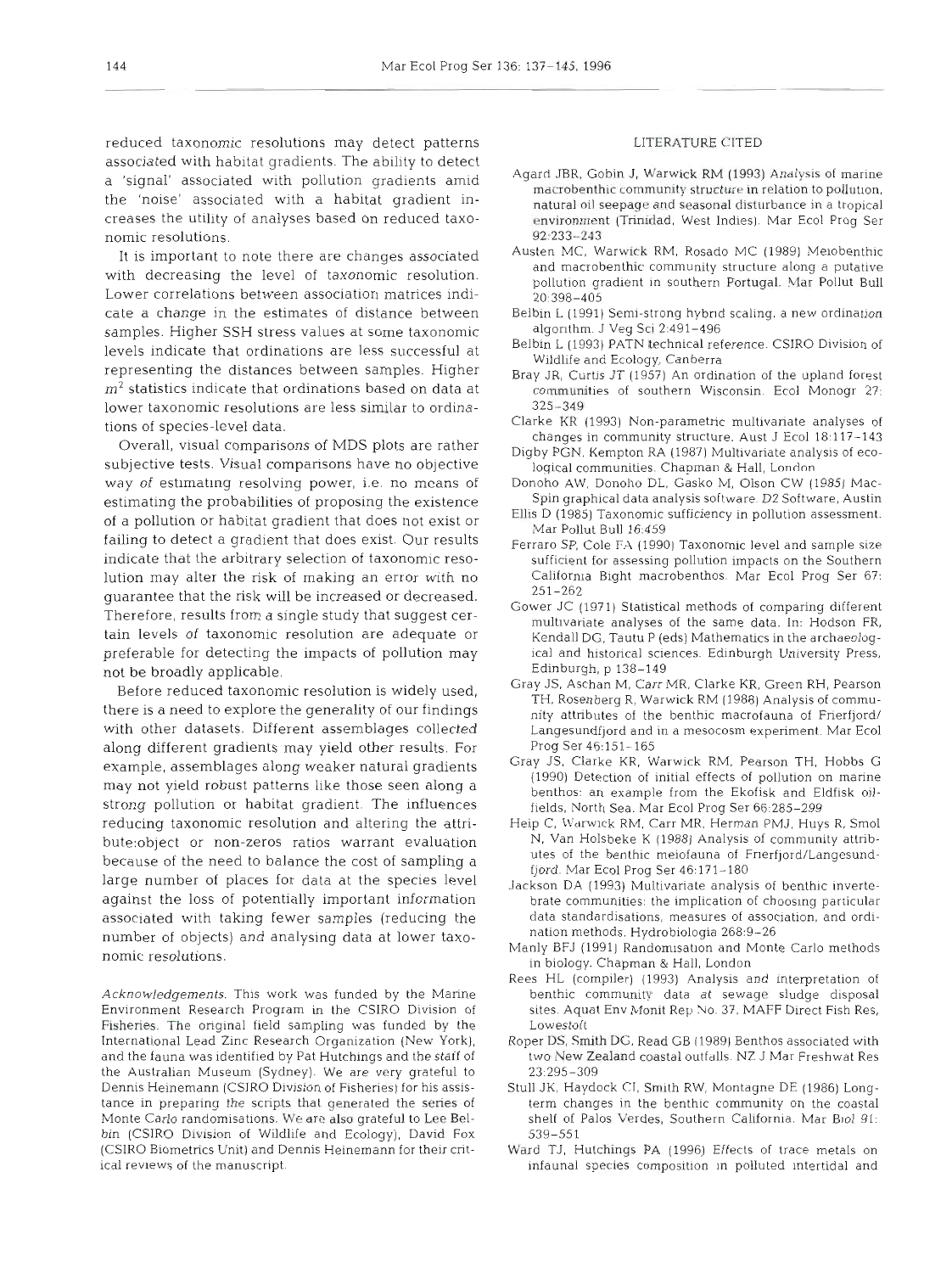reduced taxonomic resolutions may detect patterns associated with habitat gradients. The ability to detect a 'signal' associated with pollution gradients amid the 'noise' associated with a habitat gradient increases the utility of analyses based on reduced taxonomic resolutions.

It is important to note there are changes associated with decreasing the level of taxonomic resolution. Lower correlations between association matrices indicate a change in the estimates of distance between samples. Higher SSH stress values at some taxonomic levels indicate that ordinations are less successful at representing the distances between samples. Higher $m^2$ statistics indicate that ordinations based on data at lower taxonomic resolutions are less similar to ordinations of species-level data.

Overall, visual comparisons of MDS plots are rather subjective tests. Visual comparisons have no objective way of estimating resolving power, i.e. no means of estimating the probabilities of proposing the existence of a pollution or habitat gradient that does not exist or failing to detect a gradient that does exist. Our results indicate that the arbitrary selection of taxonomic resolution may alter the risk of making an error with no guarantee that the risk will be increased or decreased. Therefore, results from a single study that suggest certain levels of taxonomic resolution are adequate or preferable for detecting the impacts of pollution may not be broadly applicable.

Before reduced taxonomic resolution is widely used, there is a need to explore the generality of our findings with other datasets. Different assemblages collected along different gradients may yield other results. For example, assemblages along weaker natural gradients may not yield robust patterns like those seen along a strong pollution or habitat gradient. The influences reducing taxonomic resolution and altering the attribute:object or non-zeros ratios warrant evaluation because of the need to balance the cost of sampling a large number of places for data at the species level against the loss of potentially important information associated with taking fewer samples (reducing the number of objects) and analysing data at lower taxonomic resolutions.

*Acknowledgements.* This work was funded by the Marine Environment Research Program in the CSIRO Division of Fisheries. The original field sampling was funded by the International Lead Zinc Research Organization (New York), and the fauna was identified by Pat Hutchings and the staff of the Australian Museum (Sydney). We are very grateful to Dennis Heinemann (CSIRO Division of Fisheries) for his assistance in preparing the scripts that generated the series of Monte Carlo randomisations. We are also grateful to Lee Belbin (CSIRO Division of Wildlife and Ecology), David Fox (CSIRO Biometrics Unit) and Dennis Heinemann for their critical reviews of the manuscript.

## LITERATURE CITED

Agard JBR, Gobin J, Warwick RM (1993) Analysis of marine macrobenthic community structure in relation to pollution, natural oil seepage and seasonal disturbance in a tropical environment (Trinidad, West Indies). Mar Ecol Prog Ser 92:233–243

Austen MC, Warwick RM, Rosado MC (1989) Meiobenthic and macrobenthic community structure along a putative pollution gradient in southern Portugal. Mar Pollut Bull 20:398–405

Belbin L (1991) Semi-strong hybrid scaling, a new ordination algorithm. J Veg Sci 2:491–496

Belbin L (1993) PATN technical reference. CSIRO Division of Wildlife and Ecology, Canberra

Bray JR, Curtis JT (1957) An ordination of the upland forest communities of southern Wisconsin. Ecol Monogr 27: 325–349

Clarke KR (1993) Non-parametric multivariate analyses of changes in community structure. Aust J Ecol 18:117–143

Digby PGN, Kempton RA (1987) Multivariate analysis of ecological communities. Chapman & Hall, London

Donoho AW, Donoho DL, Gasko M, Olson CW (1985) MacSpin graphical data analysis software. D2 Software, Austin

Ellis D (1985) Taxonomic sufficiency in pollution assessment. Mar Pollut Bull 16:459

Ferraro SP, Cole FA (1990) Taxonomic level and sample size sufficient for assessing pollution impacts on the Southern California Bight macrobenthos. Mar Ecol Prog Ser 67: 251–262

Gower JC (1971) Statistical methods of comparing different multivariate analyses of the same data. In: Hodson FR, Kendall DG, Tautu P (eds) Mathematics in the archaeological and historical sciences. Edinburgh University Press, Edinburgh, p 138–149

Gray JS, Aschan M, Carr MR, Clarke KR, Green RH, Pearson TH, Rosenberg R, Warwick RM (1988) Analysis of community attributes of the benthic macrofauna of Frierfjord/Langesundfjord and in a mesocosm experiment. Mar Ecol Prog Ser 46:151–165

Gray JS, Clarke KR, Warwick RM, Pearson TH, Hobbs G (1990) Detection of initial effects of pollution on marine benthos: an example from the Ekofisk and Eldfisk oilfields, North Sea. Mar Ecol Prog Ser 66:285–299

Heip C, Warwick RM, Carr MR, Herman PMJ, Huys R, Smol N, Van Holsbeke K (1988) Analysis of community attributes of the benthic meiofauna of Frierfjord/Langesundfjord. Mar Ecol Prog Ser 46:171–180

Jackson DA (1993) Multivariate analysis of benthic invertebrate communities: the implication of choosing particular data standardisations, measures of association, and ordination methods. Hydrobiologia 268:9–26

Manly BFJ (1991) Randomisation and Monte Carlo methods in biology. Chapman & Hall, London

Rees HL (compiler) (1993) Analysis and interpretation of benthic community data at sewage sludge disposal sites. Aquat Env Monit Rep No. 37, MAFF Direct Fish Res, Lowestoft

Roper DS, Smith DG, Read GB (1989) Benthos associated with two New Zealand coastal outfalls. NZ J Mar Freshwat Res 23:295–309

Stull JK, Haydock CI, Smith RW, Montagne DE (1986) Long-term changes in the benthic community on the coastal shelf of Palos Verdes, Southern California. Mar Biol 91: 539–551

Ward TJ, Hutchings PA (1996) Effects of trace metals on infaunal species composition in polluted intertidal and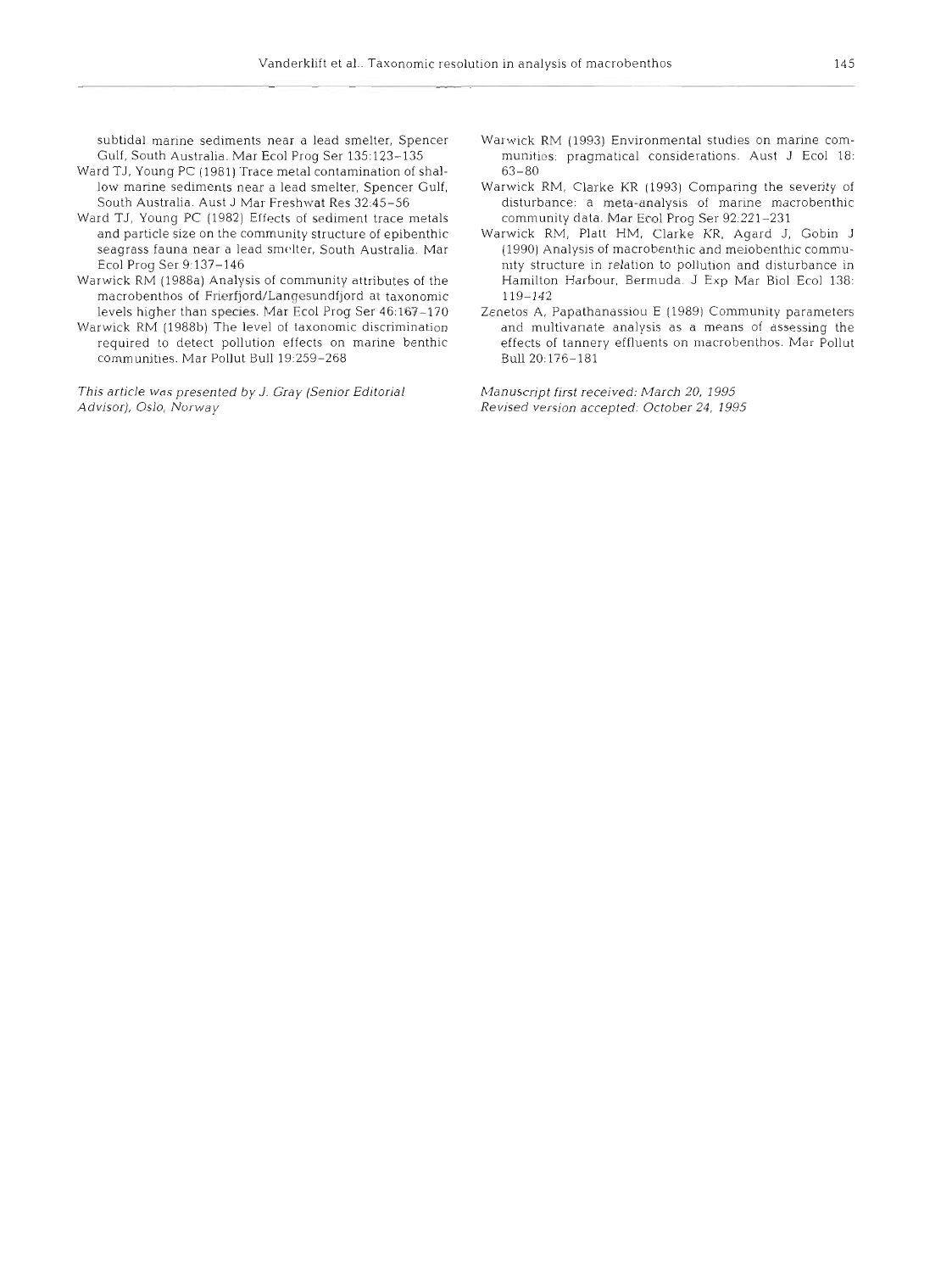subtidal marine sediments near a lead smelter, Spencer Gulf, South Australia. Mar Ecol Prog Ser 135:123–135

Ward TJ, Young PC (1981) Trace metal contamination of shallow marine sediments near a lead smelter, Spencer Gulf, South Australia. Aust J Mar Freshwat Res 32:45–56

Ward TJ, Young PC (1982) Effects of sediment trace metals and particle size on the community structure of epibenthic seagrass fauna near a lead smelter, South Australia. Mar Ecol Prog Ser 9:137–146

Warwick RM (1988a) Analysis of community attributes of the macrobenthos of Frierfjord/Langesundfjord at taxonomic levels higher than species. Mar Ecol Prog Ser 46:167–170

Warwick RM (1988b) The level of taxonomic discrimination required to detect pollution effects on marine benthic communities. Mar Pollut Bull 19:259–268

Warwick RM (1993) Environmental studies on marine communities: pragmatical considerations. Aust J Ecol 18: 63–80

Warwick RM, Clarke KR (1993) Comparing the severity of disturbance: a meta-analysis of marine macrobenthic community data. Mar Ecol Prog Ser 92:221–231

Warwick RM, Platt HM, Clarke KR, Agard J, Gobin J (1990) Analysis of macrobenthic and meiobenthic community structure in relation to pollution and disturbance in Hamilton Harbour, Bermuda. J Exp Mar Biol Ecol 138: 119–142

Zenetos A, Papathanassiou E (1989) Community parameters and multivariate analysis as a means of assessing the effects of tannery effluents on macrobenthos. Mar Pollut Bull 20:176–181

*This article was presented by J. Gray (Senior Editorial Advisor), Oslo, Norway*

*Manuscript first received: March 20, 1995*
*Revised version accepted: October 24, 1995*